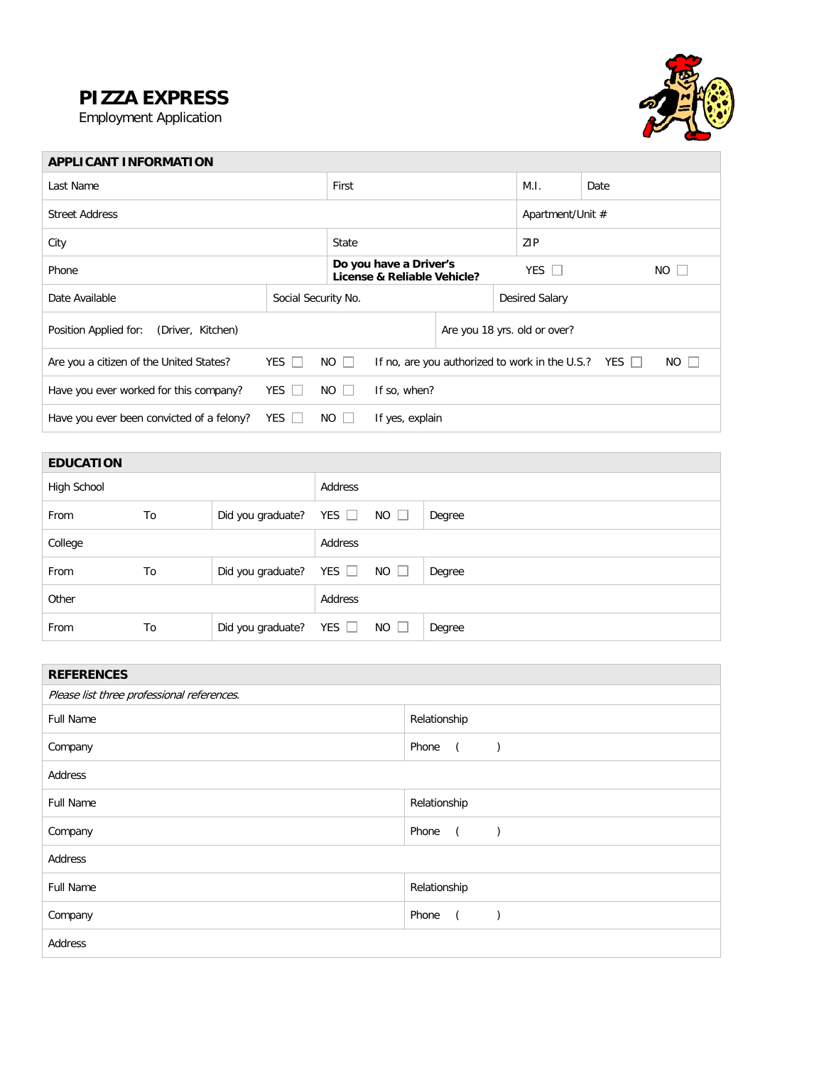# PIZZA EXPRESS

Employment Application

## APPLICANT INFORMATION

| | | | | |
|---|---|---|---|---|
| Last Name | First | M.I. | Date | |
| Street Address | | Apartment/Unit # | | |
| City | State | ZIP | | |
| Phone | **Do you have a Driver's License & Reliable Vehicle?** | YES ☐ | NO ☐ | |
| Date Available | Social Security No. | Desired Salary | | |
| Position Applied for: (Driver, Kitchen) | Are you 18 yrs. old or over? | | | |

| | | | | | |
|---|---|---|---|---|---|
| Are you a citizen of the United States? | YES ☐ | NO ☐ | If no, are you authorized to work in the U.S.? | YES ☐ | NO ☐ |
| Have you ever worked for this company? | YES ☐ | NO ☐ | If so, when? | | |
| Have you ever been convicted of a felony? | YES ☐ | NO ☐ | If yes, explain | | |

## EDUCATION

| | | | | | |
|---|---|---|---|---|---|
| High School | | Address | | | |
| From | To | Did you graduate? | YES ☐ | NO ☐ | Degree |
| College | | Address | | | |
| From | To | Did you graduate? | YES ☐ | NO ☐ | Degree |
| Other | | Address | | | |
| From | To | Did you graduate? | YES ☐ | NO ☐ | Degree |

## REFERENCES

*Please list three professional references.*

| | |
|---|---|
| Full Name | Relationship |
| Company | Phone ( ) |
| Address | |
| Full Name | Relationship |
| Company | Phone ( ) |
| Address | |
| Full Name | Relationship |
| Company | Phone ( ) |
| Address | |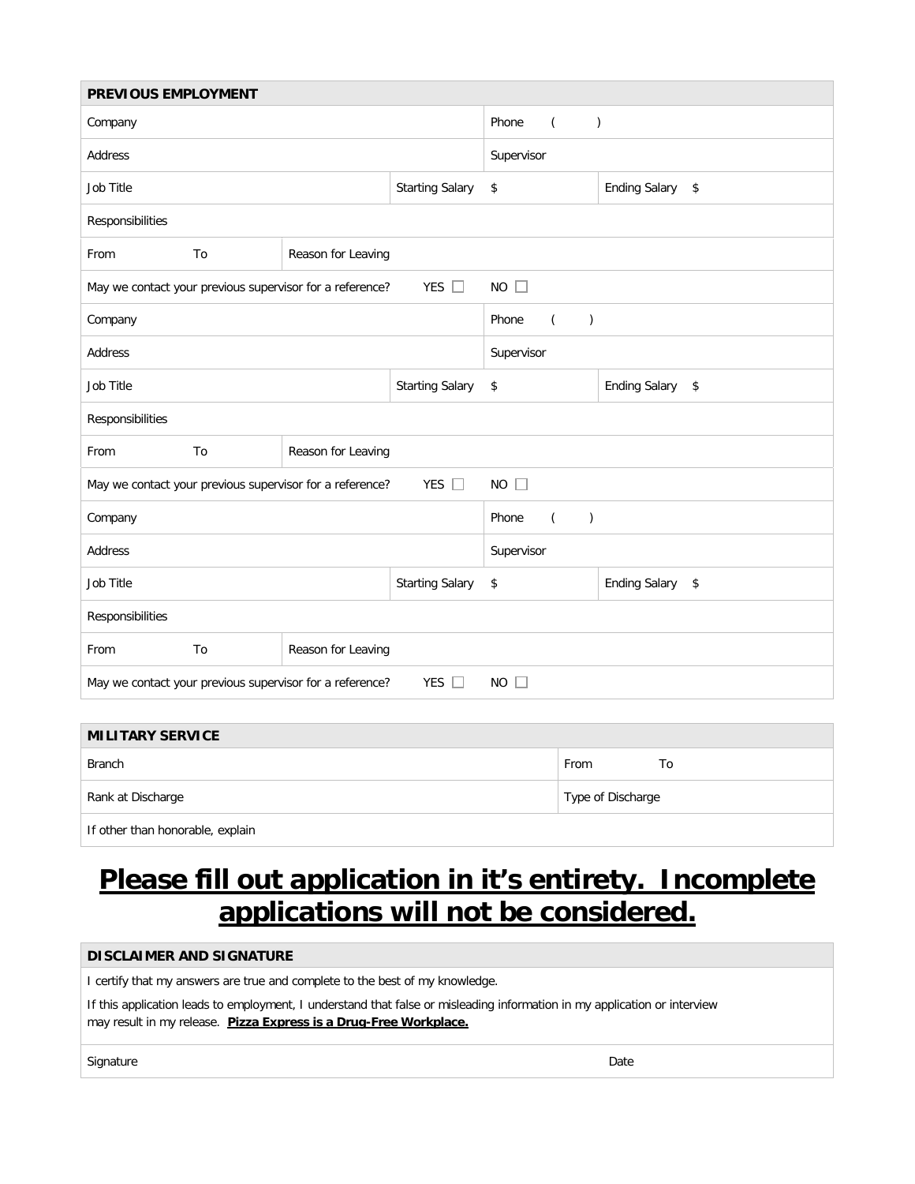## PREVIOUS EMPLOYMENT

| | | | | |
|---|---|---|---|---|
| Company | | | Phone ( ) | |
| Address | | | Supervisor | |
| Job Title | | Starting Salary | $ | Ending Salary $ |
| Responsibilities | | | | |
| From To | Reason for Leaving | | | |
| May we contact your previous supervisor for a reference? | | YES ☐ | NO ☐ | |
| Company | | | Phone ( ) | |
| Address | | | Supervisor | |
| Job Title | | Starting Salary | $ | Ending Salary $ |
| Responsibilities | | | | |
| From To | Reason for Leaving | | | |
| May we contact your previous supervisor for a reference? | | YES ☐ | NO ☐ | |
| Company | | | Phone ( ) | |
| Address | | | Supervisor | |
| Job Title | | Starting Salary | $ | Ending Salary $ |
| Responsibilities | | | | |
| From To | Reason for Leaving | | | |
| May we contact your previous supervisor for a reference? | | YES ☐ | NO ☐ | |

## MILITARY SERVICE

| | |
|---|---|
| Branch | From To |
| Rank at Discharge | Type of Discharge |
| If other than honorable, explain | |

# **Please fill out application in it's entirety. Incomplete applications will not be considered.**

## DISCLAIMER AND SIGNATURE

I certify that my answers are true and complete to the best of my knowledge.

If this application leads to employment, I understand that false or misleading information in my application or interview may result in my release. **Pizza Express is a Drug-Free Workplace.**

| | |
|---|---|
| Signature | Date |